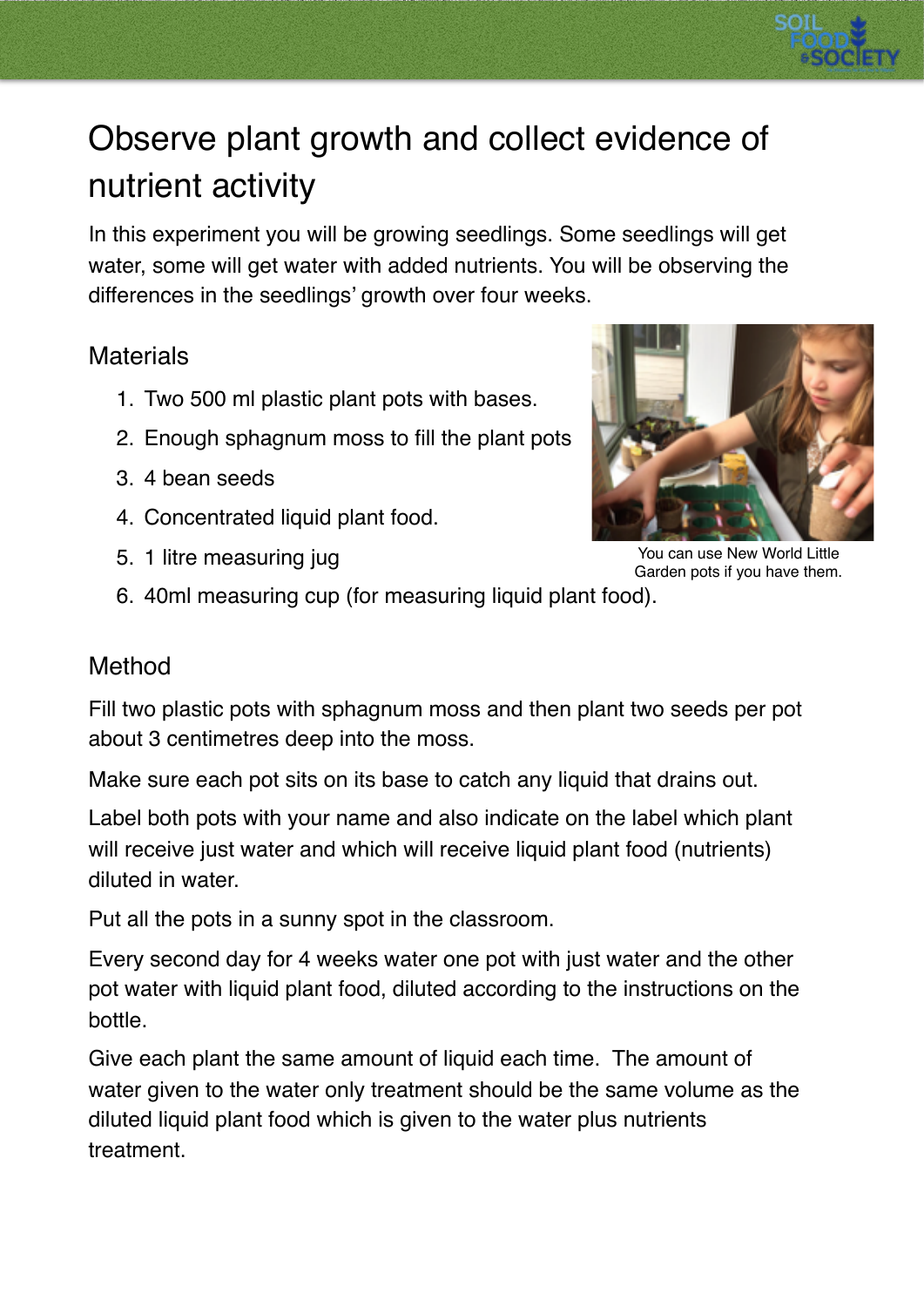# Observe plant growth and collect evidence of nutrient activity

In this experiment you will be growing seedlings. Some seedlings will get water, some will get water with added nutrients. You will be observing the differences in the seedlings' growth over four weeks.

## Materials

1. Two 500 ml plastic plant pots with bases.
2. Enough sphagnum moss to fill the plant pots
3. 4 bean seeds
4. Concentrated liquid plant food.
5. 1 litre measuring jug
6. 40ml measuring cup (for measuring liquid plant food).

You can use New World Little Garden pots if you have them.

## Method

Fill two plastic pots with sphagnum moss and then plant two seeds per pot about 3 centimetres deep into the moss.

Make sure each pot sits on its base to catch any liquid that drains out.

Label both pots with your name and also indicate on the label which plant will receive just water and which will receive liquid plant food (nutrients) diluted in water.

Put all the pots in a sunny spot in the classroom.

Every second day for 4 weeks water one pot with just water and the other pot water with liquid plant food, diluted according to the instructions on the bottle.

Give each plant the same amount of liquid each time. The amount of water given to the water only treatment should be the same volume as the diluted liquid plant food which is given to the water plus nutrients treatment.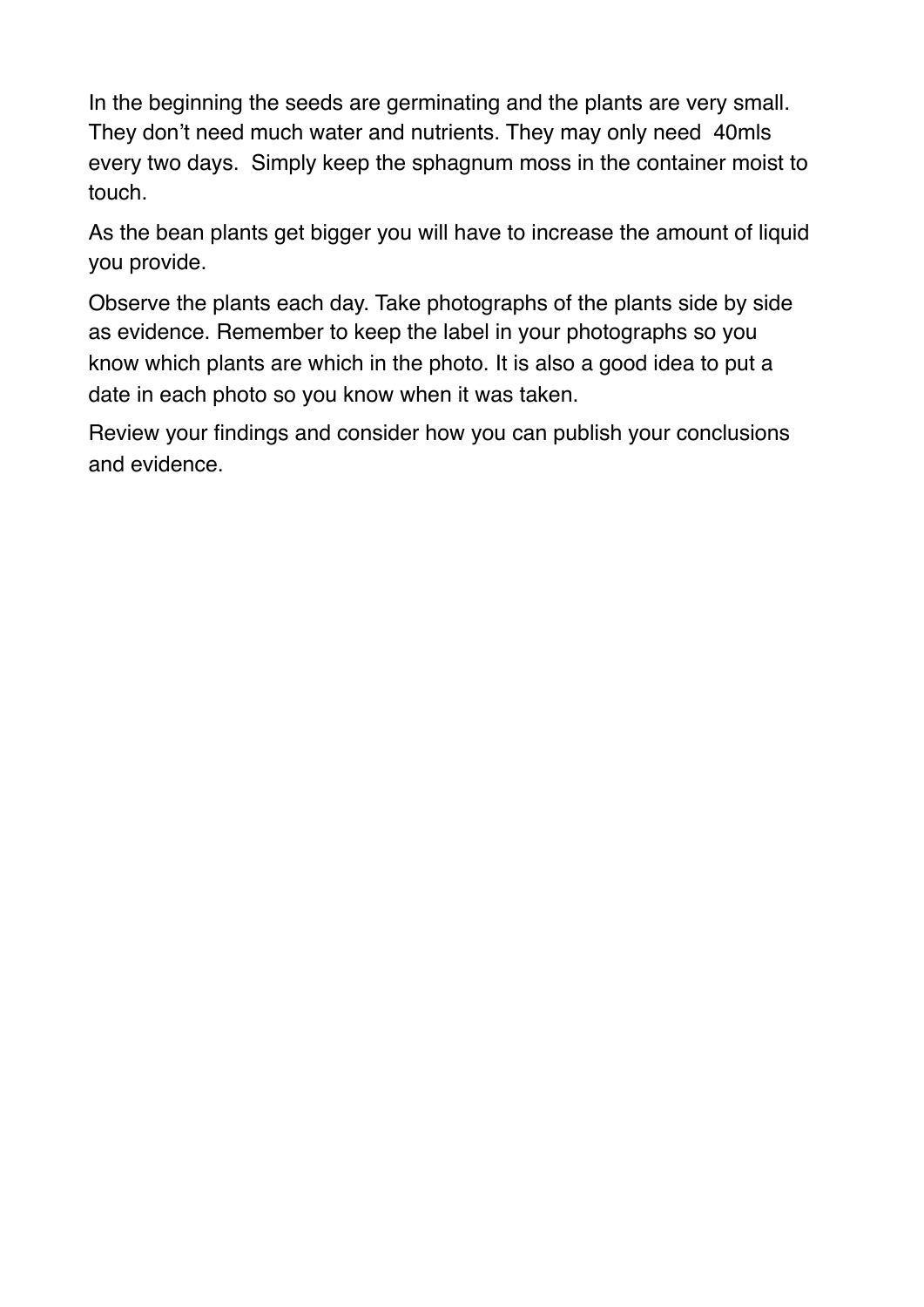In the beginning the seeds are germinating and the plants are very small. They don't need much water and nutrients. They may only need 40mls every two days. Simply keep the sphagnum moss in the container moist to touch.

As the bean plants get bigger you will have to increase the amount of liquid you provide.

Observe the plants each day. Take photographs of the plants side by side as evidence. Remember to keep the label in your photographs so you know which plants are which in the photo. It is also a good idea to put a date in each photo so you know when it was taken.

Review your findings and consider how you can publish your conclusions and evidence.